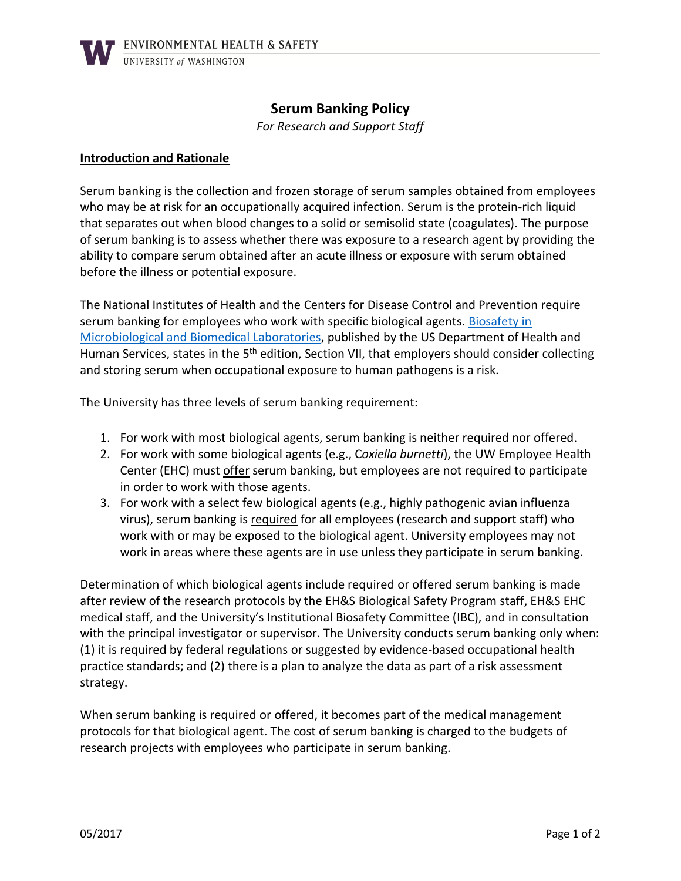# Serum Banking Policy

*For Research and Support Staff*

## Introduction and Rationale

Serum banking is the collection and frozen storage of serum samples obtained from employees who may be at risk for an occupationally acquired infection. Serum is the protein-rich liquid that separates out when blood changes to a solid or semisolid state (coagulates). The purpose of serum banking is to assess whether there was exposure to a research agent by providing the ability to compare serum obtained after an acute illness or exposure with serum obtained before the illness or potential exposure.

The National Institutes of Health and the Centers for Disease Control and Prevention require serum banking for employees who work with specific biological agents. [Biosafety in Microbiological and Biomedical Laboratories](), published by the US Department of Health and Human Services, states in the 5th edition, Section VII, that employers should consider collecting and storing serum when occupational exposure to human pathogens is a risk.

The University has three levels of serum banking requirement:

1. For work with most biological agents, serum banking is neither required nor offered.
2. For work with some biological agents (e.g., *Coxiella burnetti*), the UW Employee Health Center (EHC) must offer serum banking, but employees are not required to participate in order to work with those agents.
3. For work with a select few biological agents (e.g., highly pathogenic avian influenza virus), serum banking is required for all employees (research and support staff) who work with or may be exposed to the biological agent. University employees may not work in areas where these agents are in use unless they participate in serum banking.

Determination of which biological agents include required or offered serum banking is made after review of the research protocols by the EH&S Biological Safety Program staff, EH&S EHC medical staff, and the University's Institutional Biosafety Committee (IBC), and in consultation with the principal investigator or supervisor. The University conducts serum banking only when: (1) it is required by federal regulations or suggested by evidence-based occupational health practice standards; and (2) there is a plan to analyze the data as part of a risk assessment strategy.

When serum banking is required or offered, it becomes part of the medical management protocols for that biological agent. The cost of serum banking is charged to the budgets of research projects with employees who participate in serum banking.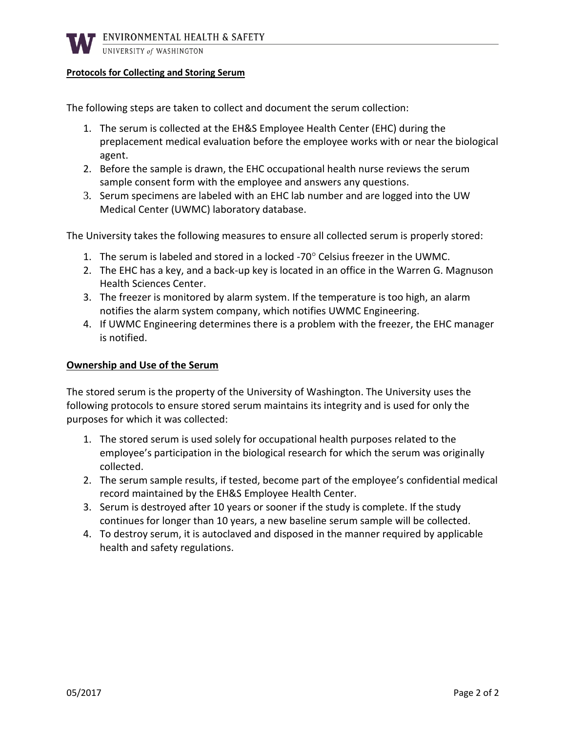**Protocols for Collecting and Storing Serum**

The following steps are taken to collect and document the serum collection:

1. The serum is collected at the EH&S Employee Health Center (EHC) during the preplacement medical evaluation before the employee works with or near the biological agent.
2. Before the sample is drawn, the EHC occupational health nurse reviews the serum sample consent form with the employee and answers any questions.
3. Serum specimens are labeled with an EHC lab number and are logged into the UW Medical Center (UWMC) laboratory database.

The University takes the following measures to ensure all collected serum is properly stored:

1. The serum is labeled and stored in a locked -70° Celsius freezer in the UWMC.
2. The EHC has a key, and a back-up key is located in an office in the Warren G. Magnuson Health Sciences Center.
3. The freezer is monitored by alarm system. If the temperature is too high, an alarm notifies the alarm system company, which notifies UWMC Engineering.
4. If UWMC Engineering determines there is a problem with the freezer, the EHC manager is notified.

**Ownership and Use of the Serum**

The stored serum is the property of the University of Washington. The University uses the following protocols to ensure stored serum maintains its integrity and is used for only the purposes for which it was collected:

1. The stored serum is used solely for occupational health purposes related to the employee's participation in the biological research for which the serum was originally collected.
2. The serum sample results, if tested, become part of the employee's confidential medical record maintained by the EH&S Employee Health Center.
3. Serum is destroyed after 10 years or sooner if the study is complete. If the study continues for longer than 10 years, a new baseline serum sample will be collected.
4. To destroy serum, it is autoclaved and disposed in the manner required by applicable health and safety regulations.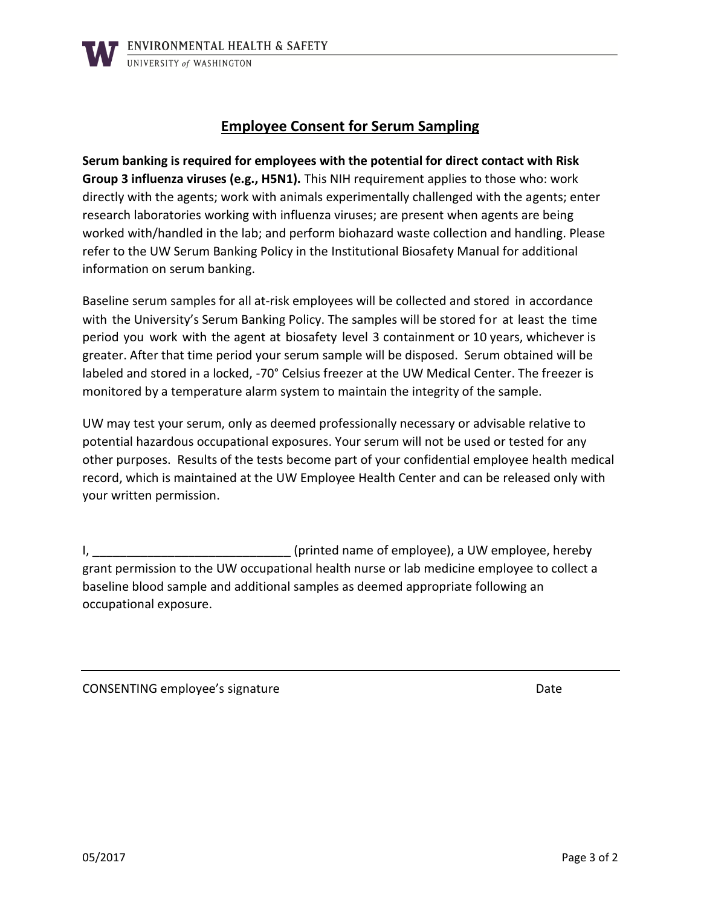## Employee Consent for Serum Sampling

**Serum banking is required for employees with the potential for direct contact with Risk Group 3 influenza viruses (e.g., H5N1).** This NIH requirement applies to those who: work directly with the agents; work with animals experimentally challenged with the agents; enter research laboratories working with influenza viruses; are present when agents are being worked with/handled in the lab; and perform biohazard waste collection and handling. Please refer to the UW Serum Banking Policy in the Institutional Biosafety Manual for additional information on serum banking.

Baseline serum samples for all at-risk employees will be collected and stored in accordance with the University's Serum Banking Policy. The samples will be stored for at least the time period you work with the agent at biosafety level 3 containment or 10 years, whichever is greater. After that time period your serum sample will be disposed. Serum obtained will be labeled and stored in a locked, -70° Celsius freezer at the UW Medical Center. The freezer is monitored by a temperature alarm system to maintain the integrity of the sample.

UW may test your serum, only as deemed professionally necessary or advisable relative to potential hazardous occupational exposures. Your serum will not be used or tested for any other purposes. Results of the tests become part of your confidential employee health medical record, which is maintained at the UW Employee Health Center and can be released only with your written permission.

I, ____________________________ (printed name of employee), a UW employee, hereby grant permission to the UW occupational health nurse or lab medicine employee to collect a baseline blood sample and additional samples as deemed appropriate following an occupational exposure.

_______________________________________________________________

CONSENTING employee's signature                                                                                Date

05/2017